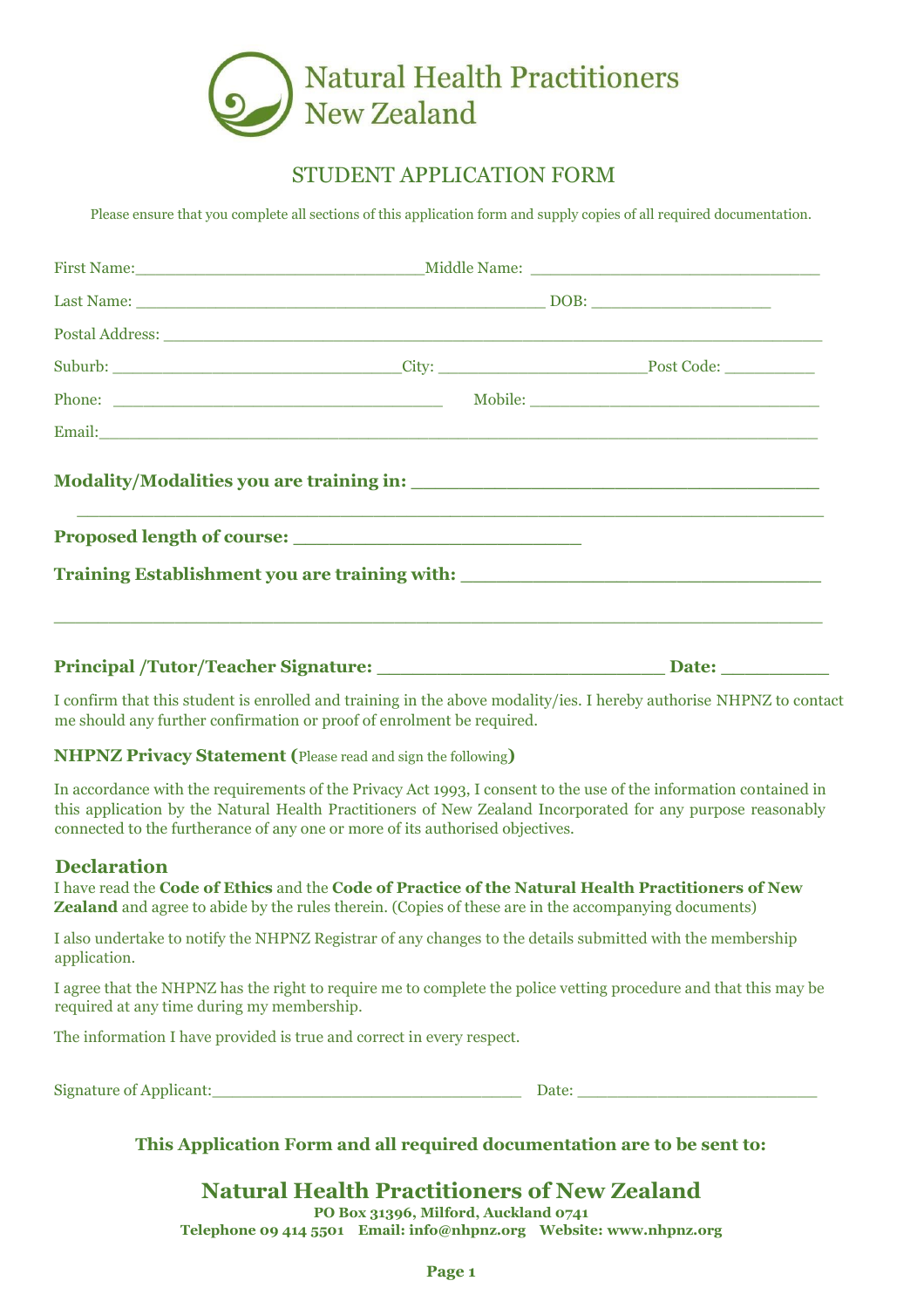# Natural Health Practitioners New Zealand

## STUDENT APPLICATION FORM

Please ensure that you complete all sections of this application form and supply copies of all required documentation.

First Name:______________________________Middle Name: ______________________________

Last Name: ___________________________________________ DOB: ___________________

Postal Address: ________________________________________________________________________

Suburb: ______________________________City: _____________________Post Code: __________

Phone: ___________________________________ Mobile: ______________________________

Email:______________________________________________________________________________

**Modality/Modalities you are training in:** ___________________________________

_______________________________________________________________________________

**Proposed length of course:** ________________________

**Training Establishment you are training with:** ______________________________

_______________________________________________________________________________

**Principal /Tutor/Teacher Signature:** ________________________ **Date:** _________

I confirm that this student is enrolled and training in the above modality/ies. I hereby authorise NHPNZ to contact me should any further confirmation or proof of enrolment be required.

**NHPNZ Privacy Statement (**Please read and sign the following**)**

In accordance with the requirements of the Privacy Act 1993, I consent to the use of the information contained in this application by the Natural Health Practitioners of New Zealand Incorporated for any purpose reasonably connected to the furtherance of any one or more of its authorised objectives.

### Declaration

I have read the **Code of Ethics** and the **Code of Practice of the Natural Health Practitioners of New Zealand** and agree to abide by the rules therein. (Copies of these are in the accompanying documents)

I also undertake to notify the NHPNZ Registrar of any changes to the details submitted with the membership application.

I agree that the NHPNZ has the right to require me to complete the police vetting procedure and that this may be required at any time during my membership.

The information I have provided is true and correct in every respect.

Signature of Applicant:_______________________________ Date: ________________________

**This Application Form and all required documentation are to be sent to:**

## Natural Health Practitioners of New Zealand

**PO Box 31396, Milford, Auckland 0741**
**Telephone 09 414 5501 Email: info@nhpnz.org Website: www.nhpnz.org**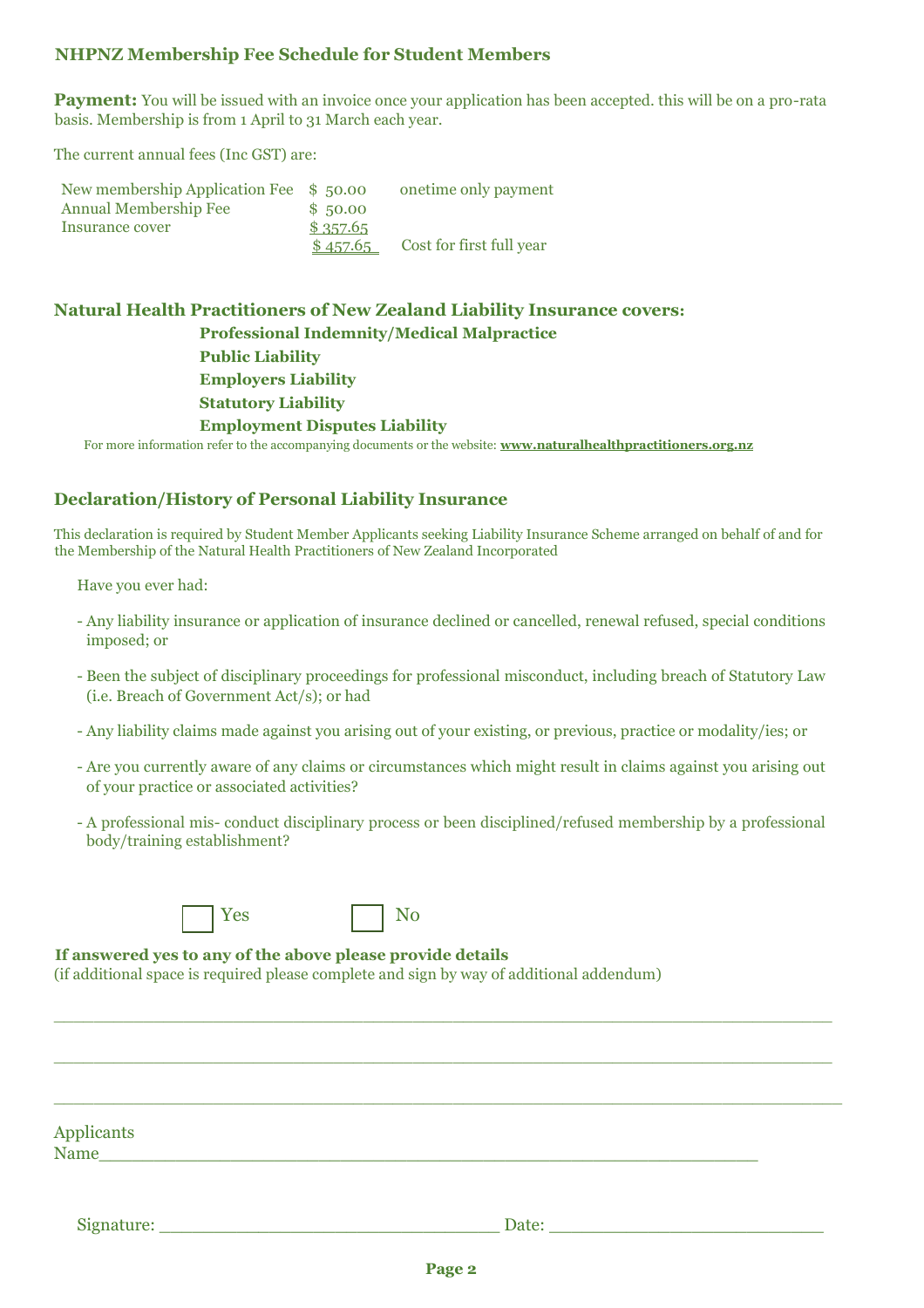## NHPNZ Membership Fee Schedule for Student Members

**Payment:** You will be issued with an invoice once your application has been accepted. this will be on a pro-rata basis. Membership is from 1 April to 31 March each year.

The current annual fees (Inc GST) are:

| | | |
|---|---|---|
| New membership Application Fee | $ 50.00 | onetime only payment |
| Annual Membership Fee | $ 50.00 | |
| Insurance cover | $ 357.65 | |
| | $ 457.65 | Cost for first full year |

## Natural Health Practitioners of New Zealand Liability Insurance covers:

**Professional Indemnity/Medical Malpractice**
**Public Liability**
**Employers Liability**
**Statutory Liability**
**Employment Disputes Liability**

For more information refer to the accompanying documents or the website: **www.naturalhealthpractitioners.org.nz**

## Declaration/History of Personal Liability Insurance

This declaration is required by Student Member Applicants seeking Liability Insurance Scheme arranged on behalf of and for the Membership of the Natural Health Practitioners of New Zealand Incorporated

Have you ever had:

- Any liability insurance or application of insurance declined or cancelled, renewal refused, special conditions imposed; or
- Been the subject of disciplinary proceedings for professional misconduct, including breach of Statutory Law (i.e. Breach of Government Act/s); or had
- Any liability claims made against you arising out of your existing, or previous, practice or modality/ies; or
- Are you currently aware of any claims or circumstances which might result in claims against you arising out of your practice or associated activities?
- A professional mis- conduct disciplinary process or been disciplined/refused membership by a professional body/training establishment?

☐ Yes ☐ No

**If answered yes to any of the above please provide details**
(if additional space is required please complete and sign by way of additional addendum)

_______________________________________________________________________

_______________________________________________________________________

_______________________________________________________________________

Applicants Name_______________________________________________________

Signature: ________________________________ Date: __________________________